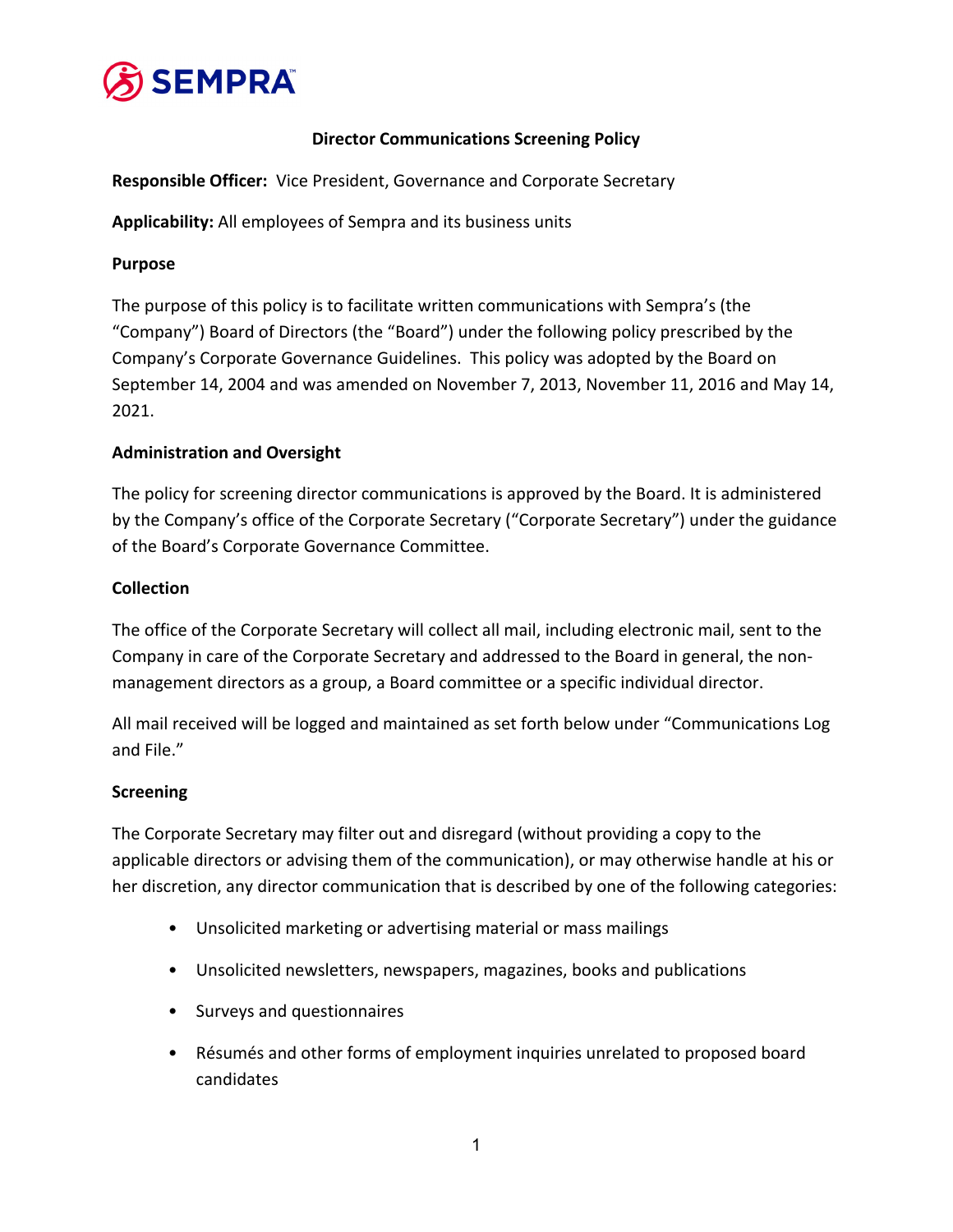SEMPRA

# Director Communications Screening Policy

**Responsible Officer:** Vice President, Governance and Corporate Secretary

**Applicability:** All employees of Sempra and its business units

## Purpose

The purpose of this policy is to facilitate written communications with Sempra's (the "Company") Board of Directors (the "Board") under the following policy prescribed by the Company's Corporate Governance Guidelines. This policy was adopted by the Board on September 14, 2004 and was amended on November 7, 2013, November 11, 2016 and May 14, 2021.

## Administration and Oversight

The policy for screening director communications is approved by the Board. It is administered by the Company's office of the Corporate Secretary ("Corporate Secretary") under the guidance of the Board's Corporate Governance Committee.

## Collection

The office of the Corporate Secretary will collect all mail, including electronic mail, sent to the Company in care of the Corporate Secretary and addressed to the Board in general, the non-management directors as a group, a Board committee or a specific individual director.

All mail received will be logged and maintained as set forth below under "Communications Log and File."

## Screening

The Corporate Secretary may filter out and disregard (without providing a copy to the applicable directors or advising them of the communication), or may otherwise handle at his or her discretion, any director communication that is described by one of the following categories:

- Unsolicited marketing or advertising material or mass mailings
- Unsolicited newsletters, newspapers, magazines, books and publications
- Surveys and questionnaires
- Résumés and other forms of employment inquiries unrelated to proposed board candidates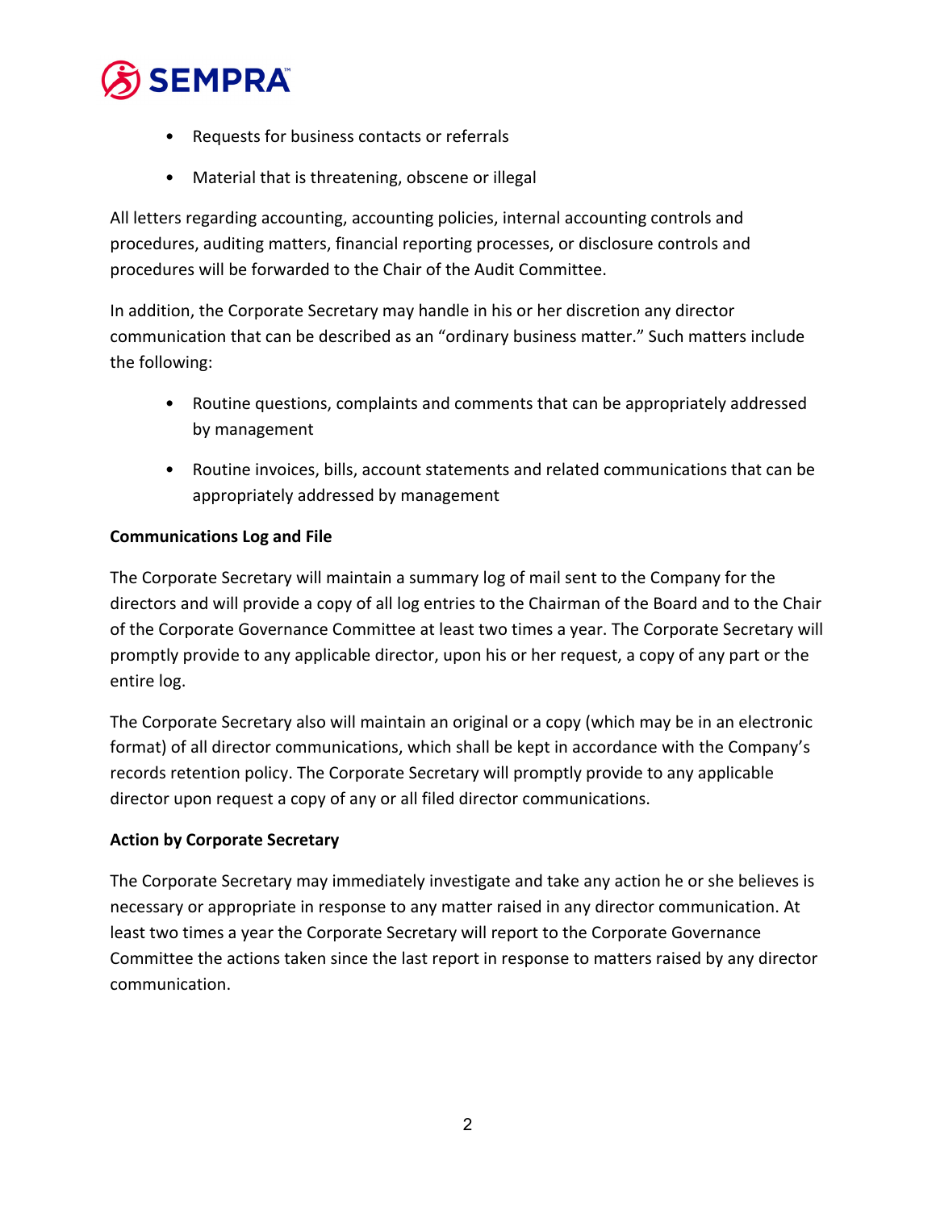- Requests for business contacts or referrals
- Material that is threatening, obscene or illegal

All letters regarding accounting, accounting policies, internal accounting controls and procedures, auditing matters, financial reporting processes, or disclosure controls and procedures will be forwarded to the Chair of the Audit Committee.

In addition, the Corporate Secretary may handle in his or her discretion any director communication that can be described as an "ordinary business matter." Such matters include the following:

- Routine questions, complaints and comments that can be appropriately addressed by management
- Routine invoices, bills, account statements and related communications that can be appropriately addressed by management

**Communications Log and File**

The Corporate Secretary will maintain a summary log of mail sent to the Company for the directors and will provide a copy of all log entries to the Chairman of the Board and to the Chair of the Corporate Governance Committee at least two times a year. The Corporate Secretary will promptly provide to any applicable director, upon his or her request, a copy of any part or the entire log.

The Corporate Secretary also will maintain an original or a copy (which may be in an electronic format) of all director communications, which shall be kept in accordance with the Company's records retention policy. The Corporate Secretary will promptly provide to any applicable director upon request a copy of any or all filed director communications.

**Action by Corporate Secretary**

The Corporate Secretary may immediately investigate and take any action he or she believes is necessary or appropriate in response to any matter raised in any director communication. At least two times a year the Corporate Secretary will report to the Corporate Governance Committee the actions taken since the last report in response to matters raised by any director communication.